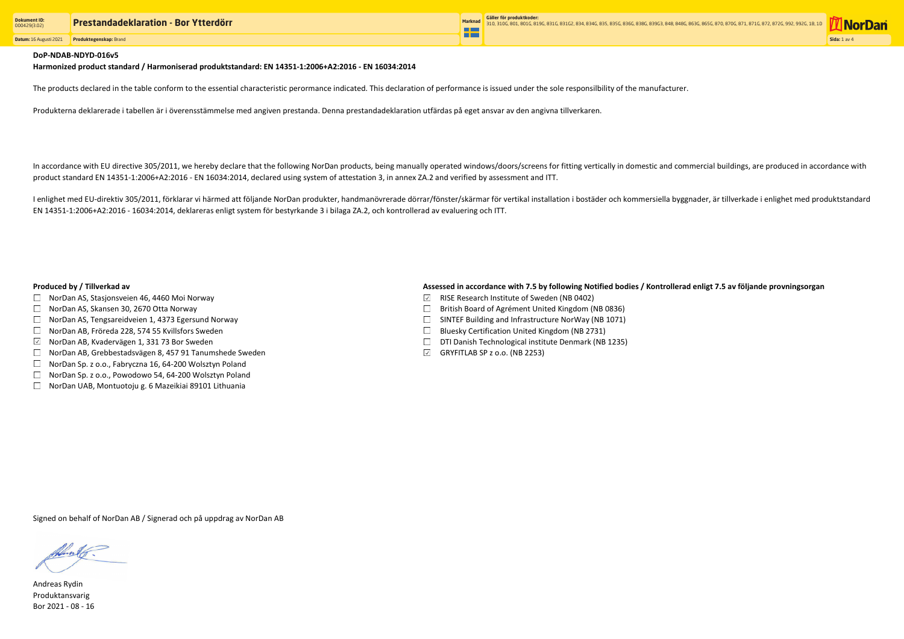**DoP-NDAB-NDYD-016v5**

**Harmonized product standard / Harmoniserad produktstandard: EN 14351-1:2006+A2:2016 - EN 16034:2014**

The products declared in the table conform to the essential characteristic perormance indicated. This declaration of performance is issued under the sole responsilbility of the manufacturer.

Produkterna deklarerade i tabellen är i överensstämmelse med angiven prestanda. Denna prestandadeklaration utfärdas på eget ansvar av den angivna tillverkaren.

In accordance with EU directive 305/2011, we hereby declare that the following NorDan products, being manually operated windows/doors/screens for fitting vertically in domestic and commercial buildings, are produced in accordance with product standard EN 14351-1:2006+A2:2016 - EN 16034:2014, declared using system of attestation 3, in annex ZA.2 and verified by assessment and ITT.

I enlighet med EU-direktiv 305/2011, förklarar vi härmed att följande NorDan produkter, handmanövrerade dörrar/fönster/skärmar för vertikal installation i bostäder och kommersiella byggnader, är tillverkade i enlighet med produktstandard EN 14351-1:2006+A2:2016 - 16034:2014, deklareras enligt system för bestyrkande 3 i bilaga ZA.2, och kontrollerad av evaluering och ITT.

**Produced by / Tillverkad av**

- ☐ NorDan AS, Stasjonsveien 46, 4460 Moi Norway
- ☐ NorDan AS, Skansen 30, 2670 Otta Norway
- ☐ NorDan AS, Tengsareidveien 1, 4373 Egersund Norway
- ☐ NorDan AB, Fröreda 228, 574 55 Kvillsfors Sweden
- ☑ NorDan AB, Kvadervägen 1, 331 73 Bor Sweden
- ☐ NorDan AB, Grebbestadsvägen 8, 457 91 Tanumshede Sweden
- ☐ NorDan Sp. z o.o., Fabryczna 16, 64-200 Wolsztyn Poland
- ☐ NorDan Sp. z o.o., Powodowo 54, 64-200 Wolsztyn Poland
- ☐ NorDan UAB, Montuotoju g. 6 Mazeikiai 89101 Lithuania

**Assessed in accordance with 7.5 by following Notified bodies / Kontrollerad enligt 7.5 av följande provningsorgan**

- ☑ RISE Research Institute of Sweden (NB 0402)
- ☐ British Board of Agrément United Kingdom (NB 0836)
- ☐ SINTEF Building and Infrastructure NorWay (NB 1071)
- ☐ Bluesky Certification United Kingdom (NB 2731)
- ☐ DTI Danish Technological institute Denmark (NB 1235)
- ☑ GRYFITLAB SP z o.o. (NB 2253)

Signed on behalf of NorDan AB / Signerad och på uppdrag av NorDan AB

Andreas Rydin
Produktansvarig
Bor 2021 - 08 - 16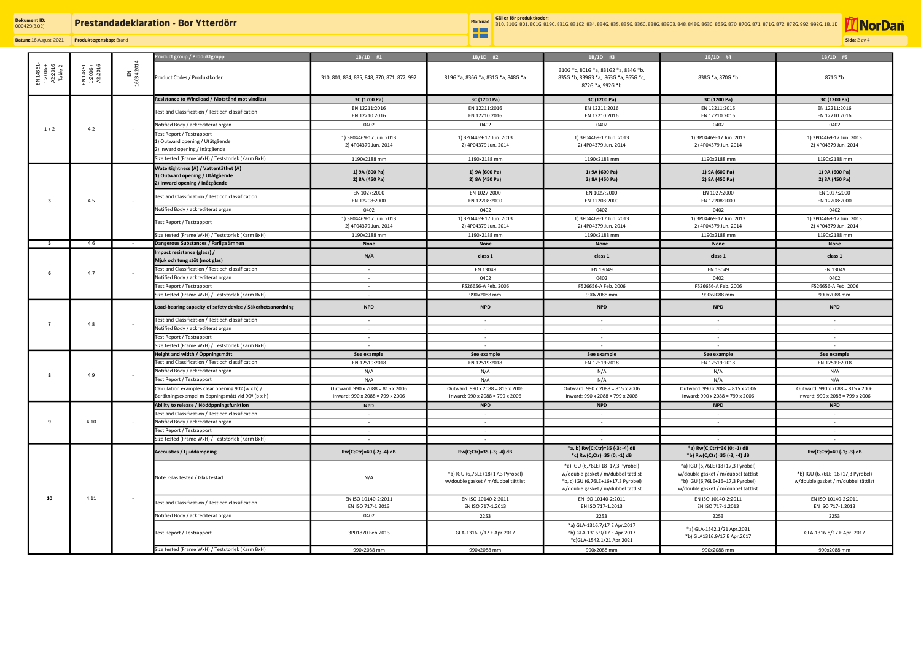# Prestandadeklaration - Bor Ytterdörr

Dokument ID: 000429(3.02)

Datum: 16 Augusti 2021

Produktegenskap: Brand

Marknad

Gäller för produktkoder: 310, 310G, 801, 801G, 819G, 831G, 831G2, 834, 834G, 835, 835G, 836G, 838G, 839G3, 848, 848G, 863G, 865G, 870, 870G, 871, 871G, 872, 872G, 992, 992G, 1B, 1D

| EN 14351-1:2006 + A2:2016 Table 2 | EN 14351-1:2006 + A2:2016 | EN 16034:2014 | Product group / Produktgrupp | 1B/1D #1 | 1B/1D #2 | 1B/1D #3 | 1B/1D #4 | 1B/1D #5 |
|---|---|---|---|---|---|---|---|---|
| | | | Product Codes / Produktkoder | 310, 801, 834, 835, 848, 870, 871, 872, 992 | 819G *a, 836G *a, 831G *a, 848G *a | 310G *c, 801G *a, 831G2 *a, 834G *b, 835G *b, 839G3 *a, 863G *a, 865G *c, 872G *a, 992G *b | 838G *a, 870G *b | 871G *b |
| 1 + 2 | 4.2 | - | **Resistance to Windload / Motstånd mot vindlast** | **3C (1200 Pa)** | **3C (1200 Pa)** | **3C (1200 Pa)** | **3C (1200 Pa)** | **3C (1200 Pa)** |
| | | | Test and Classification / Test och classification | EN 12211:2016<br>EN 12210:2016 | EN 12211:2016<br>EN 12210:2016 | EN 12211:2016<br>EN 12210:2016 | EN 12211:2016<br>EN 12210:2016 | EN 12211:2016<br>EN 12210:2016 |
| | | | Notified Body / ackrediterat organ | 0402 | 0402 | 0402 | 0402 | 0402 |
| | | | Test Report / Testrapport<br>1) Outward opening / Utåtgående<br>2) Inward opening / Inåtgående | 1) 3P04469-17 Jun. 2013<br>2) 4P04379 Jun. 2014 | 1) 3P04469-17 Jun. 2013<br>2) 4P04379 Jun. 2014 | 1) 3P04469-17 Jun. 2013<br>2) 4P04379 Jun. 2014 | 1) 3P04469-17 Jun. 2013<br>2) 4P04379 Jun. 2014 | 1) 3P04469-17 Jun. 2013<br>2) 4P04379 Jun. 2014 |
| | | | Size tested (Frame WxH) / Teststorlek (Karm BxH) | 1190x2188 mm | 1190x2188 mm | 1190x2188 mm | 1190x2188 mm | 1190x2188 mm |
| 3 | 4.5 | - | **Watertightness (A) / Vattentäthet (A)<br>1) Outward opening / Utåtgående<br>2) Inward opening / Inåtgående** | **1) 9A (600 Pa)<br>2) 8A (450 Pa)** | **1) 9A (600 Pa)<br>2) 8A (450 Pa)** | **1) 9A (600 Pa)<br>2) 8A (450 Pa)** | **1) 9A (600 Pa)<br>2) 8A (450 Pa)** | **1) 9A (600 Pa)<br>2) 8A (450 Pa)** |
| | | | Test and Classification / Test och classification | EN 1027:2000<br>EN 12208:2000 | EN 1027:2000<br>EN 12208:2000 | EN 1027:2000<br>EN 12208:2000 | EN 1027:2000<br>EN 12208:2000 | EN 1027:2000<br>EN 12208:2000 |
| | | | Notified Body / ackrediterat organ | 0402 | 0402 | 0402 | 0402 | 0402 |
| | | | Test Report / Testrapport | 1) 3P04469-17 Jun. 2013<br>2) 4P04379 Jun. 2014 | 1) 3P04469-17 Jun. 2013<br>2) 4P04379 Jun. 2014 | 1) 3P04469-17 Jun. 2013<br>2) 4P04379 Jun. 2014 | 1) 3P04469-17 Jun. 2013<br>2) 4P04379 Jun. 2014 | 1) 3P04469-17 Jun. 2013<br>2) 4P04379 Jun. 2014 |
| | | | Size tested (Frame WxH) / Teststorlek (Karm BxH) | 1190x2188 mm | 1190x2188 mm | 1190x2188 mm | 1190x2188 mm | 1190x2188 mm |
| 5 | 4.6 | - | **Dangerous Substances / Farliga ämnen** | **None** | **None** | **None** | **None** | **None** |
| 6 | 4.7 | - | **Impact resistance (glass) / Mjuk och tung stöt (mot glas)** | **N/A** | **class 1** | **class 1** | **class 1** | **class 1** |
| | | | Test and Classification / Test och classification | - | EN 13049 | EN 13049 | EN 13049 | EN 13049 |
| | | | Notified Body / ackrediterat organ | - | 0402 | 0402 | 0402 | 0402 |
| | | | Test Report / Testrapport | - | F526656-A Feb. 2006 | F526656-A Feb. 2006 | F526656-A Feb. 2006 | F526656-A Feb. 2006 |
| | | | Size tested (Frame WxH) / Teststorlek (Karm BxH) | - | 990x2088 mm | 990x2088 mm | 990x2088 mm | 990x2088 mm |
| 7 | 4.8 | - | **Load-bearing capacity of safety device / Säkerhetsanordning** | **NPD** | **NPD** | **NPD** | **NPD** | **NPD** |
| | | | Test and Classification / Test och classification | - | - | - | - | - |
| | | | Notified Body / ackrediterat organ | - | - | - | - | - |
| | | | Test Report / Testrapport | - | - | - | - | - |
| | | | Size tested (Frame WxH) / Teststorlek (Karm BxH) | - | - | - | - | - |
| 8 | 4.9 | - | **Height and width / Öppningsmått** | **See example** | **See example** | **See example** | **See example** | **See example** |
| | | | Test and Classification / Test och classification | EN 12519:2018 | EN 12519:2018 | EN 12519:2018 | EN 12519:2018 | EN 12519:2018 |
| | | | Notified Body / ackrediterat organ | N/A | N/A | N/A | N/A | N/A |
| | | | Test Report / Testrapport | N/A | N/A | N/A | N/A | N/A |
| | | | Calculation examples clear opening 90º (w x h) / Beräkningsexempel m öppningsmått vid 90º (b x h) | Outward: 990 x 2088 = 815 x 2006<br>Inward: 990 x 2088 = 799 x 2006 | Outward: 990 x 2088 = 815 x 2006<br>Inward: 990 x 2088 = 799 x 2006 | Outward: 990 x 2088 = 815 x 2006<br>Inward: 990 x 2088 = 799 x 2006 | Outward: 990 x 2088 = 815 x 2006<br>Inward: 990 x 2088 = 799 x 2006 | Outward: 990 x 2088 = 815 x 2006<br>Inward: 990 x 2088 = 799 x 2006 |
| 9 | 4.10 | - | **Ability to release / Nödöppningsfunktion** | **NPD** | **NPD** | **NPD** | **NPD** | **NPD** |
| | | | Test and Classification / Test och classification | - | - | - | - | - |
| | | | Notified Body / ackrediterat organ | - | - | - | - | - |
| | | | Test Report / Testrapport | - | - | - | - | - |
| | | | Size tested (Frame WxH) / Teststorlek (Karm BxH) | - | - | - | - | - |
| 10 | 4.11 | - | **Accoustics / Ljuddämpning** | **Rw(C;Ctr)=40 (-2; -4) dB** | **Rw(C;Ctr)=35 (-3; -4) dB** | ***a, b) Rw(C;Ctr)=35 (-3; -4) dB<br>*c) Rw(C;Ctr)=35 (0; -1) dB** | ***a) Rw(C;Ctr)=36 (0; -1) dB<br>*b) Rw(C;Ctr)=35 (-3; -4) dB** | **Rw(C;Ctr)=40 (-1; -3) dB** |
| | | | Note: Glas tested / Glas testad | N/A | *a) IGU (6,76LE+18+17,3 Pyrobel) w/double gasket / m/dubbel tättlist | *a) IGU (6,76LE+18+17,3 Pyrobel) w/double gasket / m/dubbel tättlist<br>*b, c) IGU (6,76LE+16+17,3 Pyrobel) w/double gasket / m/dubbel tättlist | *a) IGU (6,76LE+18+17,3 Pyrobel) w/double gasket / m/dubbel tättlist<br>*b) IGU (6,76LE+16+17,3 Pyrobel) w/double gasket / m/dubbel tättlist | *b) IGU (6,76LE+16+17,3 Pyrobel) w/double gasket / m/dubbel tättlist |
| | | | Test and Classification / Test och classification | EN ISO 10140-2:2011<br>EN ISO 717-1:2013 | EN ISO 10140-2:2011<br>EN ISO 717-1:2013 | EN ISO 10140-2:2011<br>EN ISO 717-1:2013 | EN ISO 10140-2:2011<br>EN ISO 717-1:2013 | EN ISO 10140-2:2011<br>EN ISO 717-1:2013 |
| | | | Notified Body / ackrediterat organ | 0402 | 2253 | 2253 | 2253 | 2253 |
| | | | Test Report / Testrapport | 3P01870 Feb.2013 | GLA-1316.7/17 E Apr.2017 | *a) GLA-1316.7/17 E Apr.2017<br>*b) GLA-1316.9/17 E Apr.2017<br>*c)GLA-1542.1/21 Apr.2021 | *a) GLA-1542.1/21 Apr.2021<br>*b) GLA1316.9/17 E Apr.2017 | GLA-1316.8/17 E Apr. 2017 |
| | | | Size tested (Frame WxH) / Teststorlek (Karm BxH) | 990x2088 mm | 990x2088 mm | 990x2088 mm | 990x2088 mm | 990x2088 mm |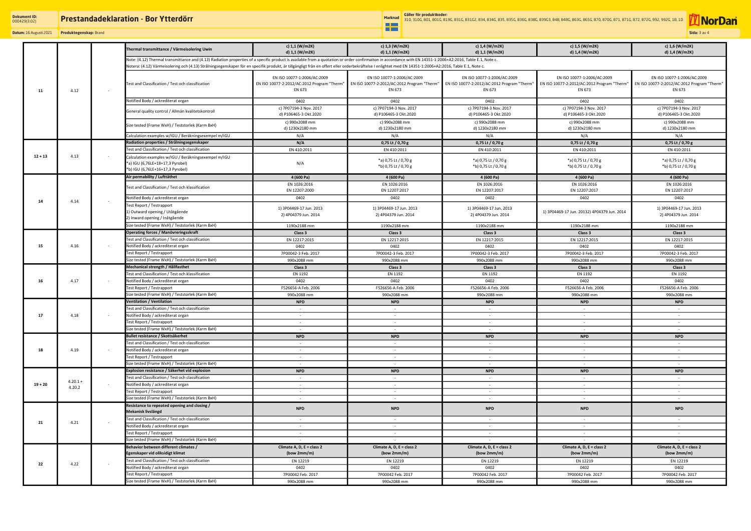| | | | | | | | | |
|---|---|---|---|---|---|---|---|---|
| 11 | 4.12 | - | Thermal transmittance / Värmeisolering Uwin | c) 1,1 (W/m2K)<br>d) 1,1 (W/m2K) | c) 1,3 (W/m2K)<br>d) 1,1 (W/m2K) | c) 1,4 (W/m2K)<br>d) 1,1 (W/m2K) | c) 1,5 (W/m2K)<br>d) 1,4 (W/m2K) | c) 1,6 (W/m2K)<br>d) 1,4 (W/m2K) |
| | | | Note: (4.12) Thermal transmittance and (4.13) Radiation properties of a specific product is available from a quotation or order confirmaiton in accordance with EN 14351-1:2006+A2:2016, Table E.1, Note c.<br>Notera: (4.12) Värmeisolering och (4.13) Strålningsegenskaper för en specifik produkt, är tillgängligt från en offert eller orderbekräftelse I enlighet med EN 14351-1:2006+A2:2016, Table E.1, Note c. | | | | | |
| | | | Test and Classification / Test och classification | EN ISO 10077-1:2006/AC:2009<br>EN ISO 10077-2:2012/AC:2012 Program "Therm"<br>EN 673 | EN ISO 10077-1:2006/AC:2009<br>EN ISO 10077-2:2012/AC:2012 Program "Therm"<br>EN 673 | EN ISO 10077-1:2006/AC:2009<br>EN ISO 10077-2:2012/AC:2012 Program "Therm"<br>EN 673 | EN ISO 10077-1:2006/AC:2009<br>EN ISO 10077-2:2012/AC:2012 Program "Therm"<br>EN 673 | EN ISO 10077-1:2006/AC:2009<br>EN ISO 10077-2:2012/AC:2012 Program "Therm"<br>EN 673 |
| | | | Notified Body / ackrediterat organ | 0402 | 0402 | 0402 | 0402 | 0402 |
| | | | General quality control / Allmän kvalitetskontroll | c) 7P07194-3 Nov. 2017<br>d) P106465-3 Okt.2020 | c) 7P07194-3 Nov. 2017<br>d) P106465-3 Okt.2020 | c) 7P07194-3 Nov. 2017<br>d) P106465-3 Okt.2020 | c) 7P07194-3 Nov. 2017<br>d) P106465-3 Okt.2020 | c) 7P07194-3 Nov. 2017<br>d) P106465-3 Okt.2020 |
| | | | Size tested (Frame WxH) / Teststorlek (Karm BxH) | c) 990x2088 mm<br>d) 1230x2180 mm | c) 990x2088 mm<br>d) 1230x2180 mm | c) 990x2088 mm<br>d) 1230x2180 mm | c) 990x2088 mm<br>d) 1230x2180 mm | c) 990x2088 mm<br>d) 1230x2180 mm |
| | | | Calculation examples w/IGU / Beräkningsexempel m/IGU | N/A | N/A | N/A | N/A | N/A |
| 12 + 13 | 4.13 | - | **Radiation properties / Strålningsegenskaper** | **N/A** | **0,75 Lt / 0,70 g** | **0,75 Lt / 0,70 g** | **0,75 Lt / 0,70 g** | **0,75 Lt / 0,70 g** |
| | | | Test and Classification / Test och classification | EN 410:2011 | EN 410:2011 | EN 410:2011 | EN 410:2011 | EN 410:2011 |
| | | | Calculation examples w/IGU / Beräkningsexempel m/IGU<br>*a) IGU (6,76LE+18+17,3 Pyrobel)<br>*b) IGU (6,76LE+19+17,3 Pyrobel) | N/A | *a) 0,75 Lt / 0,70 g<br>*b) 0,75 Lt / 0,70 g | *a) 0,75 Lt / 0,70 g<br>*b) 0,75 Lt / 0,70 g | *a) 0,75 Lt / 0,70 g<br>*b) 0,75 Lt / 0,70 g | *a) 0,75 Lt / 0,70 g<br>*b) 0,75 Lt / 0,70 g |
| 14 | 4.14 | - | **Air permability / Lufttäthet** | **4 (600 Pa)** | **4 (600 Pa)** | **4 (600 Pa)** | **4 (600 Pa)** | **4 (600 Pa)** |
| | | | Test and Classification / Test och klassification | EN 1026:2016<br>EN 12207:2000 | EN 1026:2016<br>EN 12207:2017 | EN 1026:2016<br>EN 12207:2017 | EN 1026:2016<br>EN 12207:2017 | EN 1026:2016<br>EN 12207:2017 |
| | | | Notified Body / ackrediterat organ | 0402 | 0402 | 0402 | 0402 | 0402 |
| | | | Test Report / Testrapport<br>1) Outward opening / Utåtgående<br>2) Inward opening / Inåtgående | 1) 3P04469-17 Jun. 2013<br>2) 4P04379 Jun. 2014 | 1) 3P04469-17 Jun. 2013<br>2) 4P04379 Jun. 2014 | 1) 3P04469-17 Jun. 2013<br>2) 4P04379 Jun. 2014 | 1) 3P04469-17 Jun. 20132) 4P04379 Jun. 2014 | 1) 3P04469-17 Jun. 2013<br>2) 4P04379 Jun. 2014 |
| | | | Size tested (Frame WxH) / Teststorlek (Karm BxH) | 1190x2188 mm | 1190x2188 mm | 1190x2188 mm | 1190x2188 mm | 1190x2188 mm |
| 15 | 4.16 | - | **Operating forces / Manövreringsskraft** | **Class 3** | **Class 3** | **Class 3** | **Class 3** | **Class 3** |
| | | | Test and Classification / Test och classification | EN 12217:2015 | EN 12217:2015 | EN 12217:2015 | EN 12217:2015 | EN 12217:2015 |
| | | | Notified Body / ackrediterat organ | 0402 | 0402 | 0402 | 0402 | 0402 |
| | | | Test Report / Testrapport | 7P00042-3 Feb. 2017 | 7P00042-3 Feb. 2017 | 7P00042-3 Feb. 2017 | 7P00042-3 Feb. 2017 | 7P00042-3 Feb. 2017 |
| | | | Size tested (Frame WxH) / Teststorlek (Karm BxH) | 990x2088 mm | 990x2088 mm | 990x2088 mm | 990x2088 mm | 990x2088 mm |
| 16 | 4.17 | - | **Mechanical strength / Hållfasthet** | **Class 3** | **Class 3** | **Class 3** | **Class 3** | **Class 3** |
| | | | Test and Classification / Test och klassification | EN 1192 | EN 1192 | EN 1192 | EN 1192 | EN 1192 |
| | | | Notified Body / ackrediterat organ | 0402 | 0402 | 0402 | 0402 | 0402 |
| | | | Test Report / Testrapport | F526656-A Feb. 2006 | F526656-A Feb. 2006 | F526656-A Feb. 2006 | F526656-A Feb. 2006 | F526656-A Feb. 2006 |
| | | | Size tested (Frame WxH) / Teststorlek (Karm BxH) | 990x2088 mm | 990x2088 mm | 990x2088 mm | 990x2088 mm | 990x2088 mm |
| 17 | 4.18 | - | **Ventilation / Ventilation** | **NPD** | **NPD** | **NPD** | **NPD** | **NPD** |
| | | | Test and Classification / Test och classification | - | - | - | - | - |
| | | | Notified Body / ackrediterat organ | - | - | - | - | - |
| | | | Test Report / Testrapport | - | - | - | - | - |
| | | | Size tested (Frame WxH) / Teststorlek (Karm BxH) | - | - | - | - | - |
| 18 | 4.19 | - | **Bullet resistance / Skottsäkerhet** | **NPD** | **NPD** | **NPD** | **NPD** | **NPD** |
| | | | Test and Classification / Test och classification | - | - | - | - | - |
| | | | Notified Body / ackrediterat organ | - | - | - | - | - |
| | | | Test Report / Testrapport | - | - | - | - | - |
| | | | Size tested (Frame WxH) / Teststorlek (Karm BxH) | - | - | - | - | - |
| 19 + 20 | 4.20.1 +<br>4.20.2 | - | **Explosion resistance / Säkerhet vid explosion** | **NPD** | **NPD** | **NPD** | **NPD** | **NPD** |
| | | | Test and Classification / Test och classification | - | - | - | - | - |
| | | | Notified Body / ackrediterat organ | - | - | - | - | - |
| | | | Test Report / Testrapport | - | - | - | - | - |
| | | | Size tested (Frame WxH) / Teststorlek (Karm BxH) | - | - | - | - | - |
| 21 | 4.21 | - | **Resistance to repeated opening and closing / Mekanisk livslängd** | **NPD** | **NPD** | **NPD** | **NPD** | **NPD** |
| | | | Test and Classification / Test och classification | - | - | - | - | - |
| | | | Notified Body / ackrediterat organ | - | - | - | - | - |
| | | | Test Report / Testrapport | - | - | - | - | - |
| | | | Size tested (Frame WxH) / Teststorlek (Karm BxH) | - | - | - | - | - |
| 22 | 4.22 | - | **Behavior between different climates / Egenskaper vid oliksidigt klimat** | **Climate A, D, E = class 2 (bow 2mm/m)** | **Climate A, D, E = class 2 (bow 2mm/m)** | **Climate A, D, E = class 2 (bow 2mm/m)** | **Climate A, D, E = class 2 (bow 2mm/m)** | **Climate A, D, E = class 2 (bow 2mm/m)** |
| | | | Test and Classification / Test och classification | EN 12219 | EN 12219 | EN 12219 | EN 12219 | EN 12219 |
| | | | Notified Body / ackrediterat organ | 0402 | 0402 | 0402 | 0402 | 0402 |
| | | | Test Report / Testrapport | 7P00042 Feb. 2017 | 7P00042 Feb. 2017 | 7P00042 Feb. 2017 | 7P00042 Feb. 2017 | 7P00042 Feb. 2017 |
| | | | Size tested (Frame WxH) / Teststorlek (Karm BxH) | 990x2088 mm | 990x2088 mm | 990x2088 mm | 990x2088 mm | 990x2088 mm |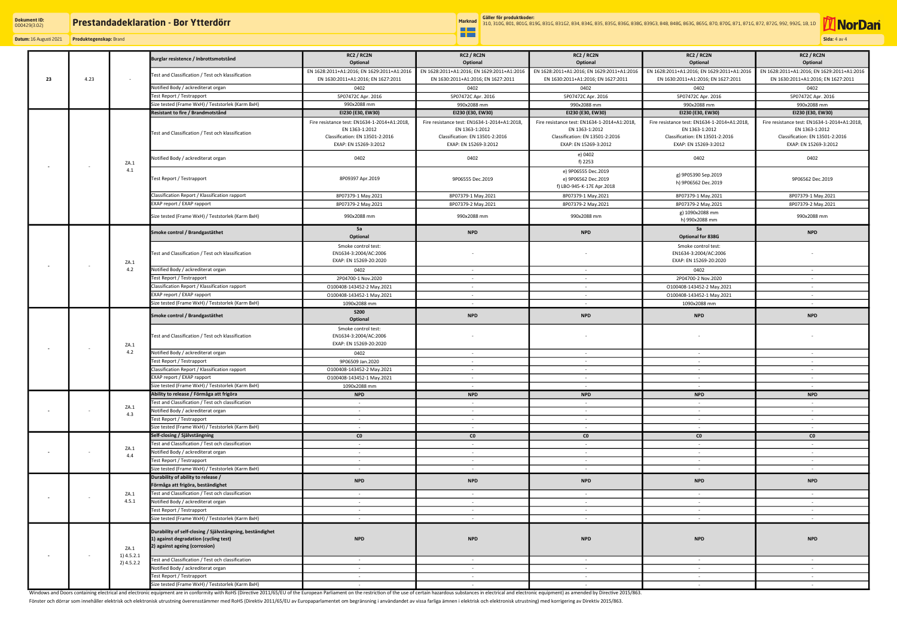| | | | | | | | | |
|---|---|---|---|---|---|---|---|---|
| 23 | 4.23 | - | **Burglar resistence / Inbrottsmotstånd** | **RC2 / RC2N Optional** | **RC2 / RC2N Optional** | **RC2 / RC2N Optional** | **RC2 / RC2N Optional** | **RC2 / RC2N Optional** |
| | | | Test and Classification / Test och klassification | EN 1628:2011+A1:2016; EN 1629:2011+A1:2016 EN 1630:2011+A1:2016; EN 1627:2011 | EN 1628:2011+A1:2016; EN 1629:2011+A1:2016 EN 1630:2011+A1:2016; EN 1627:2011 | EN 1628:2011+A1:2016; EN 1629:2011+A1:2016 EN 1630:2011+A1:2016; EN 1627:2011 | EN 1628:2011+A1:2016; EN 1629:2011+A1:2016 EN 1630:2011+A1:2016; EN 1627:2011 | EN 1628:2011+A1:2016; EN 1629:2011+A1:2016 EN 1630:2011+A1:2016; EN 1627:2011 |
| | | | Notified Body / ackrediterat organ | 0402 | 0402 | 0402 | 0402 | 0402 |
| | | | Test Report / Testrapport | 5P07472C Apr. 2016 | 5P07472C Apr. 2016 | 5P07472C Apr. 2016 | 5P07472C Apr. 2016 | 5P07472C Apr. 2016 |
| | | | Size tested (Frame WxH) / Teststorlek (Karm BxH) | 990x2088 mm | 990x2088 mm | 990x2088 mm | 990x2088 mm | 990x2088 mm |
| - | - | ZA.1 4.1 | **Resistant to fire / Brandmotstånd** | **EI230 (E30, EW30)** | **EI230 (E30, EW30)** | **EI230 (E30, EW30)** | **EI230 (E30, EW30)** | **EI230 (E30, EW30)** |
| | | | Test and Classification / Test och klassification | Fire resistance test: EN1634-1-2014+A1:2018, EN 1363-1:2012 Classification: EN 13501-2:2016 EXAP: EN 15269-3:2012 | Fire resistance test: EN1634-1-2014+A1:2018, EN 1363-1:2012 Classification: EN 13501-2:2016 EXAP: EN 15269-3:2012 | Fire resistance test: EN1634-1-2014+A1:2018, EN 1363-1:2012 Classification: EN 13501-2:2016 EXAP: EN 15269-3:2012 | Fire resistance test: EN1634-1-2014+A1:2018, EN 1363-1:2012 Classification: EN 13501-2:2016 EXAP: EN 15269-3:2012 | Fire resistance test: EN1634-1-2014+A1:2018, EN 1363-1:2012 Classification: EN 13501-2:2016 EXAP: EN 15269-3:2012 |
| | | | Notified Body / ackrediterat organ | 0402 | 0402 | e) 0402 f) 2253 | 0402 | 0402 |
| | | | Test Report / Testrapport | 8P09397 Apr.2019 | 9P06555 Dec.2019 | e) 9P06555 Dec.2019 e) 9P06562 Dec.2019 f) LBO-945-K-17E Apr.2018 | g) 9P05390 Sep.2019 h) 9P06562 Dec.2019 | 9P06562 Dec.2019 |
| | | | Classification Report / Klassifikation rapport | 8P07379-1 May.2021 | 8P07379-1 May.2021 | 8P07379-1 May.2021 | 8P07379-1 May.2021 | 8P07379-1 May.2021 |
| | | | EXAP report / EXAP rapport | 8P07379-2 May.2021 | 8P07379-2 May.2021 | 8P07379-2 May.2021 | 8P07379-2 May.2021 | 8P07379-2 May.2021 |
| | | | Size tested (Frame WxH) / Teststorlek (Karm BxH) | 990x2088 mm | 990x2088 mm | 990x2088 mm | g) 1090x2088 mm h) 990x2088 mm | 990x2088 mm |
| - | - | ZA.1 4.2 | **Smoke control / Brandgastäthet** | **Sa Optional** | **NPD** | **NPD** | **Sa Optional for 838G** | **NPD** |
| | | | Test and Classification / Test och klassification | Smoke control test: EN1634-3:2004/AC:2006 EXAP: EN 15269-20:2020 | - | - | Smoke control test: EN1634-3:2004/AC:2006 EXAP: EN 15269-20:2020 | - |
| | | | Notified Body / ackrediterat organ | 0402 | - | - | 0402 | - |
| | | | Test Report / Testrapport | 2P04700-1 Nov.2020 | - | - | 2P04700-2 Nov.2020 | - |
| | | | Classification Report / Klassifikation rapport | O100408-143452-2 May.2021 | - | - | O100408-143452-2 May.2021 | - |
| | | | EXAP report / EXAP rapport | O100408-143452-1 May.2021 | - | - | O100408-143452-1 May.2021 | - |
| | | | Size tested (Frame WxH) / Teststorlek (Karm BxH) | 1090x2088 mm | - | - | 1090x2088 mm | - |
| - | - | ZA.1 4.2 | **Smoke control / Brandgastäthet** | **S200 Optional** | **NPD** | **NPD** | **NPD** | **NPD** |
| | | | Test and Classification / Test och klassification | Smoke control test: EN1634-3:2004/AC:2006 EXAP: EN 15269-20:2020 | - | - | - | - |
| | | | Notified Body / ackrediterat organ | 0402 | - | - | - | - |
| | | | Test Report / Testrapport | 9P06509 Jan.2020 | - | - | - | - |
| | | | Classification Report / Klassifikation rapport | O100408-143452-2 May.2021 | - | - | - | - |
| | | | EXAP report / EXAP rapport | O100408-143452-1 May.2021 | - | - | - | - |
| | | | Size tested (Frame WxH) / Teststorlek (Karm BxH) | 1090x2088 mm | - | - | - | - |
| - | - | ZA.1 4.3 | **Ability to release / Förmåga att frigöra** | **NPD** | **NPD** | **NPD** | **NPD** | **NPD** |
| | | | Test and Classification / Test och klassification | - | - | - | - | - |
| | | | Notified Body / ackrediterat organ | - | - | - | - | - |
| | | | Test Report / Testrapport | - | - | - | - | - |
| | | | Size tested (Frame WxH) / Teststorlek (Karm BxH) | - | - | - | - | - |
| - | - | ZA.1 4.4 | **Self-closing / Självstängning** | **C0** | **C0** | **C0** | **C0** | **C0** |
| | | | Test and Classification / Test och klassification | - | - | - | - | - |
| | | | Notified Body / ackrediterat organ | - | - | - | - | - |
| | | | Test Report / Testrapport | - | - | - | - | - |
| | | | Size tested (Frame WxH) / Teststorlek (Karm BxH) | - | - | - | - | - |
| - | - | ZA.1 4.5.1 | **Durability of ability to release / Förmåga att frigöra, beständighet** | **NPD** | **NPD** | **NPD** | **NPD** | **NPD** |
| | | | Test and Classification / Test och klassification | - | - | - | - | - |
| | | | Notified Body / ackrediterat organ | - | - | - | - | - |
| | | | Test Report / Testrapport | - | - | - | - | - |
| | | | Size tested (Frame WxH) / Teststorlek (Karm BxH) | - | - | - | - | - |
| - | - | ZA.1 1) 4.5.2.1 2) 4.5.2.2 | **Durability of self-closing / Självstängning, beständighet 1) against degradation (cycling test) 2) against ageing (corrosion)** | **NPD** | **NPD** | **NPD** | **NPD** | **NPD** |
| | | | Test and Classification / Test och klassification | - | - | - | - | - |
| | | | Notified Body / ackrediterat organ | - | - | - | - | - |
| | | | Test Report / Testrapport | - | - | - | - | - |
| | | | Size tested (Frame WxH) / Teststorlek (Karm BxH) | - | - | - | - | - |

Windows and Doors containing electrical and electronic equipment are in conformity with RoHS (Directive 2011/65/EU of the European Parliament on the restriction of the use of certain hazardous substances in electrical and electronic equipment) as amended by Directive 2015/863.

Fönster och dörrar som innehåller elektrisk och elektronisk utrustning överensstämmer med RoHS (Direktiv 2011/65/EU av Europaparlamentet om begränsning i användandet av vissa farliga ämnen i elektrisk och elektronisk utrustning) med korrigering av Direktiv 2015/863.